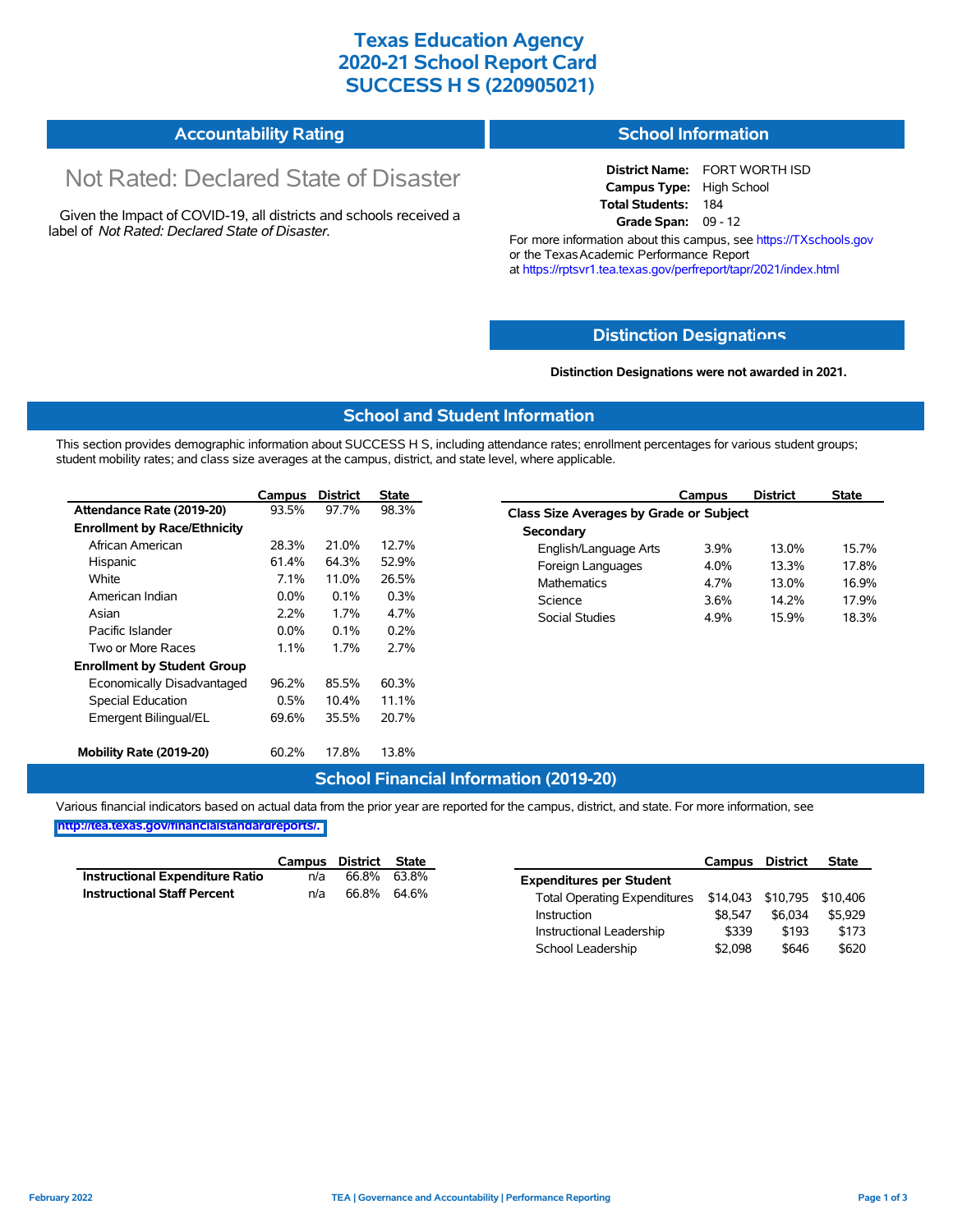# Texas Education Agency
# 2020-21 School Report Card
# SUCCESS H S (220905021)

## Accountability Rating

Not Rated: Declared State of Disaster

Given the Impact of COVID-19, all districts and schools received a label of *Not Rated: Declared State of Disaster*.

## School Information

**District Name:** FORT WORTH ISD
**Campus Type:** High School
**Total Students:** 184
**Grade Span:** 09 - 12

For more information about this campus, see https://TXschools.gov or the Texas Academic Performance Report at https://rptsvr1.tea.texas.gov/perfreport/tapr/2021/index.html

## Distinction Designations

**Distinction Designations were not awarded in 2021.**

## School and Student Information

This section provides demographic information about SUCCESS H S, including attendance rates; enrollment percentages for various student groups; student mobility rates; and class size averages at the campus, district, and state level, where applicable.

| | Campus | District | State |
|---|---|---|---|
| **Attendance Rate (2019-20)** | 93.5% | 97.7% | 98.3% |
| **Enrollment by Race/Ethnicity** | | | |
| African American | 28.3% | 21.0% | 12.7% |
| Hispanic | 61.4% | 64.3% | 52.9% |
| White | 7.1% | 11.0% | 26.5% |
| American Indian | 0.0% | 0.1% | 0.3% |
| Asian | 2.2% | 1.7% | 4.7% |
| Pacific Islander | 0.0% | 0.1% | 0.2% |
| Two or More Races | 1.1% | 1.7% | 2.7% |
| **Enrollment by Student Group** | | | |
| Economically Disadvantaged | 96.2% | 85.5% | 60.3% |
| Special Education | 0.5% | 10.4% | 11.1% |
| Emergent Bilingual/EL | 69.6% | 35.5% | 20.7% |
| **Mobility Rate (2019-20)** | 60.2% | 17.8% | 13.8% |

| | Campus | District | State |
|---|---|---|---|
| **Class Size Averages by Grade or Subject** | | | |
| **Secondary** | | | |
| English/Language Arts | 3.9% | 13.0% | 15.7% |
| Foreign Languages | 4.0% | 13.3% | 17.8% |
| Mathematics | 4.7% | 13.0% | 16.9% |
| Science | 3.6% | 14.2% | 17.9% |
| Social Studies | 4.9% | 15.9% | 18.3% |

## School Financial Information (2019-20)

Various financial indicators based on actual data from the prior year are reported for the campus, district, and state. For more information, see http://tea.texas.gov/financialstandardreports/.

| | Campus | District | State |
|---|---|---|---|
| **Instructional Expenditure Ratio** | n/a | 66.8% | 63.8% |
| **Instructional Staff Percent** | n/a | 66.8% | 64.6% |

| | Campus | District | State |
|---|---|---|---|
| **Expenditures per Student** | | | |
| Total Operating Expenditures | $14,043 | $10,795 | $10,406 |
| Instruction | $8,547 | $6,034 | $5,929 |
| Instructional Leadership | $339 | $193 | $173 |
| School Leadership | $2,098 | $646 | $620 |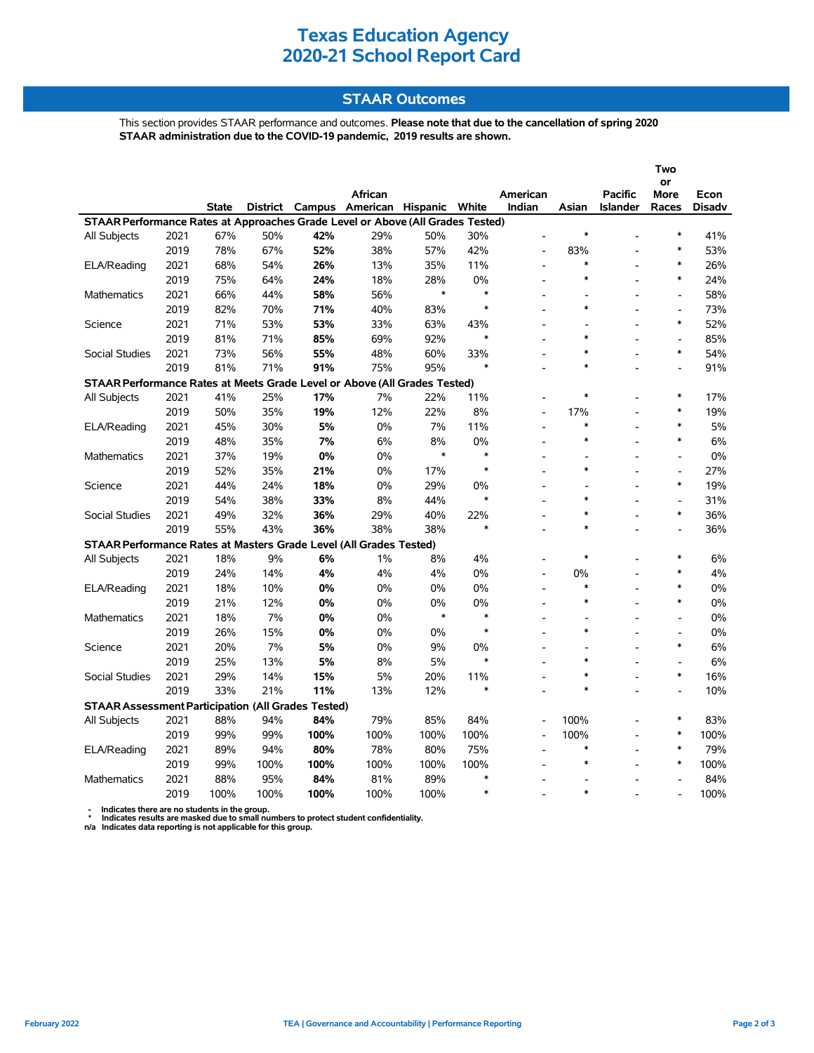# Texas Education Agency
# 2020-21 School Report Card

## STAAR Outcomes

This section provides STAAR performance and outcomes. **Please note that due to the cancellation of spring 2020 STAAR administration due to the COVID-19 pandemic, 2019 results are shown.**

| | | State | District | Campus | African American | Hispanic | White | American Indian | Asian | Pacific Islander | Two or More Races | Econ Disadv |
|---|---|---|---|---|---|---|---|---|---|---|---|---|
| **STAAR Performance Rates at Approaches Grade Level or Above (All Grades Tested)** | | | | | | | | | | | | |
| All Subjects | 2021 | 67% | 50% | **42%** | 29% | 50% | 30% | - | * | - | * | 41% |
| | 2019 | 78% | 67% | **52%** | 38% | 57% | 42% | - | 83% | - | * | 53% |
| ELA/Reading | 2021 | 68% | 54% | **26%** | 13% | 35% | 11% | - | * | - | * | 26% |
| | 2019 | 75% | 64% | **24%** | 18% | 28% | 0% | - | * | - | * | 24% |
| Mathematics | 2021 | 66% | 44% | **58%** | 56% | * | * | - | - | - | - | 58% |
| | 2019 | 82% | 70% | **71%** | 40% | 83% | * | - | * | - | - | 73% |
| Science | 2021 | 71% | 53% | **53%** | 33% | 63% | 43% | - | - | - | * | 52% |
| | 2019 | 81% | 71% | **85%** | 69% | 92% | * | - | * | - | - | 85% |
| Social Studies | 2021 | 73% | 56% | **55%** | 48% | 60% | 33% | - | * | - | * | 54% |
| | 2019 | 81% | 71% | **91%** | 75% | 95% | * | - | * | - | - | 91% |
| **STAAR Performance Rates at Meets Grade Level or Above (All Grades Tested)** | | | | | | | | | | | | |
| All Subjects | 2021 | 41% | 25% | **17%** | 7% | 22% | 11% | - | * | - | * | 17% |
| | 2019 | 50% | 35% | **19%** | 12% | 22% | 8% | - | 17% | - | * | 19% |
| ELA/Reading | 2021 | 45% | 30% | **5%** | 0% | 7% | 11% | - | * | - | * | 5% |
| | 2019 | 48% | 35% | **7%** | 6% | 8% | 0% | - | * | - | * | 6% |
| Mathematics | 2021 | 37% | 19% | **0%** | 0% | * | * | - | - | - | - | 0% |
| | 2019 | 52% | 35% | **21%** | 0% | 17% | * | - | * | - | - | 27% |
| Science | 2021 | 44% | 24% | **18%** | 0% | 29% | 0% | - | - | - | * | 19% |
| | 2019 | 54% | 38% | **33%** | 8% | 44% | * | - | * | - | - | 31% |
| Social Studies | 2021 | 49% | 32% | **36%** | 29% | 40% | 22% | - | * | - | * | 36% |
| | 2019 | 55% | 43% | **36%** | 38% | 38% | * | - | * | - | - | 36% |
| **STAAR Performance Rates at Masters Grade Level (All Grades Tested)** | | | | | | | | | | | | |
| All Subjects | 2021 | 18% | 9% | **6%** | 1% | 8% | 4% | - | * | - | * | 6% |
| | 2019 | 24% | 14% | **4%** | 4% | 4% | 0% | - | 0% | - | * | 4% |
| ELA/Reading | 2021 | 18% | 10% | **0%** | 0% | 0% | 0% | - | * | - | * | 0% |
| | 2019 | 21% | 12% | **0%** | 0% | 0% | 0% | - | * | - | * | 0% |
| Mathematics | 2021 | 18% | 7% | **0%** | 0% | * | * | - | - | - | - | 0% |
| | 2019 | 26% | 15% | **0%** | 0% | 0% | * | - | * | - | - | 0% |
| Science | 2021 | 20% | 7% | **5%** | 0% | 9% | 0% | - | - | - | * | 6% |
| | 2019 | 25% | 13% | **5%** | 8% | 5% | * | - | * | - | - | 6% |
| Social Studies | 2021 | 29% | 14% | **15%** | 5% | 20% | 11% | - | * | - | * | 16% |
| | 2019 | 33% | 21% | **11%** | 13% | 12% | * | - | * | - | - | 10% |
| **STAAR Assessment Participation (All Grades Tested)** | | | | | | | | | | | | |
| All Subjects | 2021 | 88% | 94% | **84%** | 79% | 85% | 84% | - | 100% | - | * | 83% |
| | 2019 | 99% | 99% | **100%** | 100% | 100% | 100% | - | 100% | - | * | 100% |
| ELA/Reading | 2021 | 89% | 94% | **80%** | 78% | 80% | 75% | - | * | - | * | 79% |
| | 2019 | 99% | 100% | **100%** | 100% | 100% | 100% | - | * | - | * | 100% |
| Mathematics | 2021 | 88% | 95% | **84%** | 81% | 89% | * | - | - | - | - | 84% |
| | 2019 | 100% | 100% | **100%** | 100% | 100% | * | - | * | - | - | 100% |

- \- Indicates there are no students in the group.
- \* Indicates results are masked due to small numbers to protect student confidentiality.
- n/a Indicates data reporting is not applicable for this group.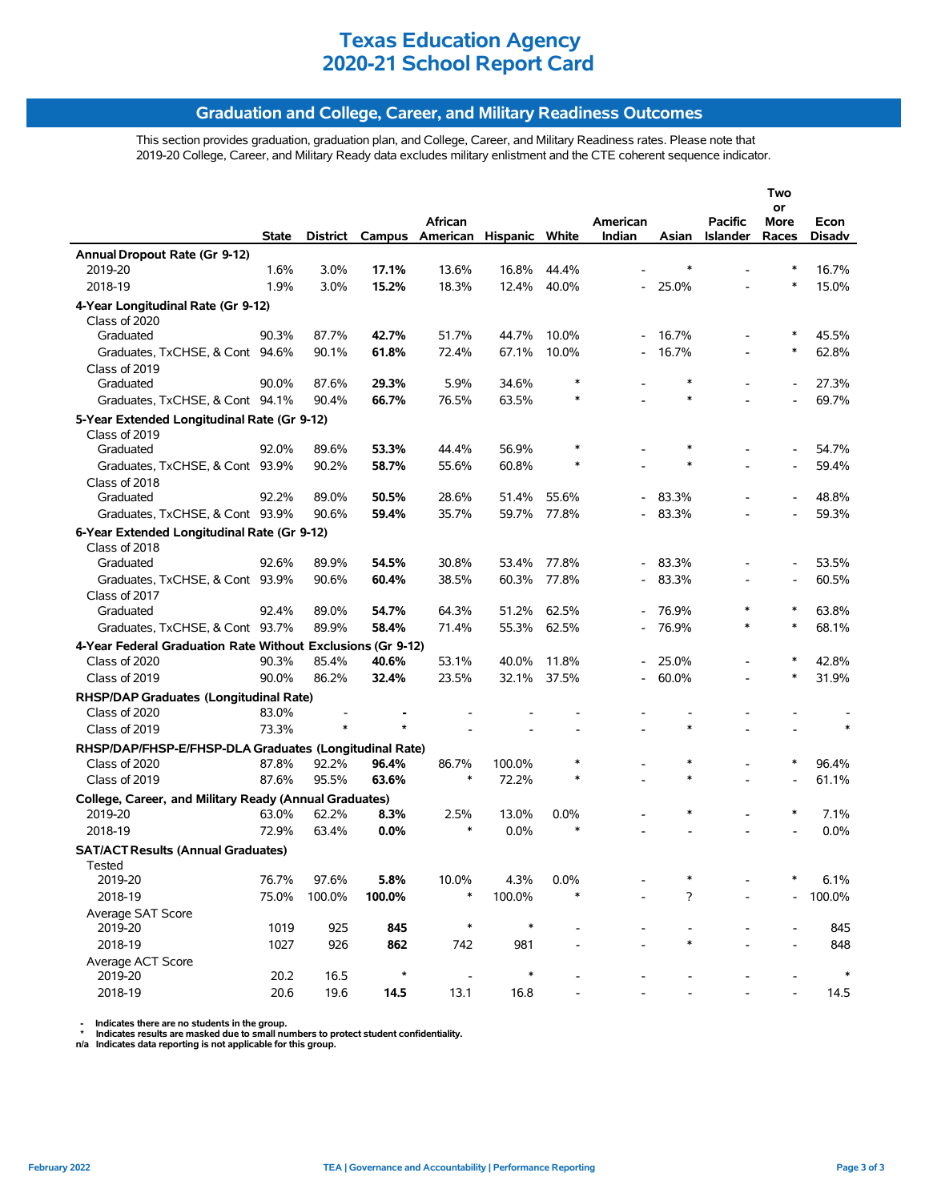# Texas Education Agency
# 2020-21 School Report Card

## Graduation and College, Career, and Military Readiness Outcomes

This section provides graduation, graduation plan, and College, Career, and Military Readiness rates. Please note that 2019-20 College, Career, and Military Ready data excludes military enlistment and the CTE coherent sequence indicator.

| | State | District | Campus | African American | Hispanic | White | American Indian | Asian | Pacific Islander | Two or More Races | Econ Disadv |
|---|---|---|---|---|---|---|---|---|---|---|---|
| **Annual Dropout Rate (Gr 9-12)** | | | | | | | | | | | |
| 2019-20 | 1.6% | 3.0% | **17.1%** | 13.6% | 16.8% | 44.4% | - | * | - | * | 16.7% |
| 2018-19 | 1.9% | 3.0% | **15.2%** | 18.3% | 12.4% | 40.0% | - | 25.0% | - | * | 15.0% |
| **4-Year Longitudinal Rate (Gr 9-12)** | | | | | | | | | | | |
| Class of 2020 | | | | | | | | | | | |
| Graduated | 90.3% | 87.7% | **42.7%** | 51.7% | 44.7% | 10.0% | - | 16.7% | - | * | 45.5% |
| Graduates, TxCHSE, & Cont | 94.6% | 90.1% | **61.8%** | 72.4% | 67.1% | 10.0% | - | 16.7% | - | * | 62.8% |
| Class of 2019 | | | | | | | | | | | |
| Graduated | 90.0% | 87.6% | **29.3%** | 5.9% | 34.6% | * | - | * | - | - | 27.3% |
| Graduates, TxCHSE, & Cont | 94.1% | 90.4% | **66.7%** | 76.5% | 63.5% | * | - | * | - | - | 69.7% |
| **5-Year Extended Longitudinal Rate (Gr 9-12)** | | | | | | | | | | | |
| Class of 2019 | | | | | | | | | | | |
| Graduated | 92.0% | 89.6% | **53.3%** | 44.4% | 56.9% | * | - | * | - | - | 54.7% |
| Graduates, TxCHSE, & Cont | 93.9% | 90.2% | **58.7%** | 55.6% | 60.8% | * | - | * | - | - | 59.4% |
| Class of 2018 | | | | | | | | | | | |
| Graduated | 92.2% | 89.0% | **50.5%** | 28.6% | 51.4% | 55.6% | - | 83.3% | - | - | 48.8% |
| Graduates, TxCHSE, & Cont | 93.9% | 90.6% | **59.4%** | 35.7% | 59.7% | 77.8% | - | 83.3% | - | - | 59.3% |
| **6-Year Extended Longitudinal Rate (Gr 9-12)** | | | | | | | | | | | |
| Class of 2018 | | | | | | | | | | | |
| Graduated | 92.6% | 89.9% | **54.5%** | 30.8% | 53.4% | 77.8% | - | 83.3% | - | - | 53.5% |
| Graduates, TxCHSE, & Cont | 93.9% | 90.6% | **60.4%** | 38.5% | 60.3% | 77.8% | - | 83.3% | - | - | 60.5% |
| Class of 2017 | | | | | | | | | | | |
| Graduated | 92.4% | 89.0% | **54.7%** | 64.3% | 51.2% | 62.5% | - | 76.9% | * | * | 63.8% |
| Graduates, TxCHSE, & Cont | 93.7% | 89.9% | **58.4%** | 71.4% | 55.3% | 62.5% | - | 76.9% | * | * | 68.1% |
| **4-Year Federal Graduation Rate Without Exclusions (Gr 9-12)** | | | | | | | | | | | |
| Class of 2020 | 90.3% | 85.4% | **40.6%** | 53.1% | 40.0% | 11.8% | - | 25.0% | - | * | 42.8% |
| Class of 2019 | 90.0% | 86.2% | **32.4%** | 23.5% | 32.1% | 37.5% | - | 60.0% | - | * | 31.9% |
| **RHSP/DAP Graduates (Longitudinal Rate)** | | | | | | | | | | | |
| Class of 2020 | 83.0% | - | **-** | - | - | - | - | - | - | - | - |
| Class of 2019 | 73.3% | * | * | - | - | - | - | * | - | - | * |
| **RHSP/DAP/FHSP-E/FHSP-DLA Graduates (Longitudinal Rate)** | | | | | | | | | | | |
| Class of 2020 | 87.8% | 92.2% | **96.4%** | 86.7% | 100.0% | * | - | * | - | * | 96.4% |
| Class of 2019 | 87.6% | 95.5% | **63.6%** | * | 72.2% | * | - | * | - | - | 61.1% |
| **College, Career, and Military Ready (Annual Graduates)** | | | | | | | | | | | |
| 2019-20 | 63.0% | 62.2% | **8.3%** | 2.5% | 13.0% | 0.0% | - | * | - | * | 7.1% |
| 2018-19 | 72.9% | 63.4% | **0.0%** | * | 0.0% | * | - | - | - | - | 0.0% |
| **SAT/ACT Results (Annual Graduates)** | | | | | | | | | | | |
| Tested | | | | | | | | | | | |
| 2019-20 | 76.7% | 97.6% | **5.8%** | 10.0% | 4.3% | 0.0% | - | * | - | * | 6.1% |
| 2018-19 | 75.0% | 100.0% | **100.0%** | * | 100.0% | * | - | ? | - | - | 100.0% |
| Average SAT Score | | | | | | | | | | | |
| 2019-20 | 1019 | 925 | **845** | * | * | - | - | - | - | - | 845 |
| 2018-19 | 1027 | 926 | **862** | 742 | 981 | - | - | * | - | - | 848 |
| Average ACT Score | | | | | | | | | | | |
| 2019-20 | 20.2 | 16.5 | * | - | * | - | - | - | - | - | * |
| 2018-19 | 20.6 | 19.6 | **14.5** | 13.1 | 16.8 | - | - | - | - | - | 14.5 |

**-** Indicates there are no students in the group.
**\*** Indicates results are masked due to small numbers to protect student confidentiality.
**n/a** Indicates data reporting is not applicable for this group.